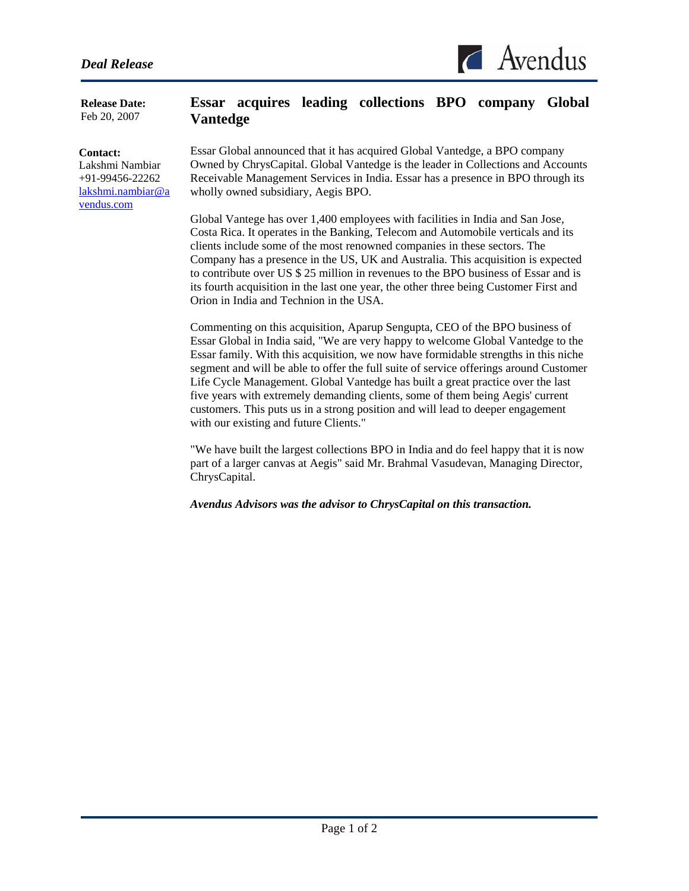*Deal Release*

Avendus

**Release Date:**
Feb 20, 2007

**Contact:**
Lakshmi Nambiar
+91-99456-22262
lakshmi.nambiar@avendus.com

# Essar acquires leading collections BPO company Global Vantedge

Essar Global announced that it has acquired Global Vantedge, a BPO company Owned by ChrysCapital. Global Vantedge is the leader in Collections and Accounts Receivable Management Services in India. Essar has a presence in BPO through its wholly owned subsidiary, Aegis BPO.

Global Vantege has over 1,400 employees with facilities in India and San Jose, Costa Rica. It operates in the Banking, Telecom and Automobile verticals and its clients include some of the most renowned companies in these sectors. The Company has a presence in the US, UK and Australia. This acquisition is expected to contribute over US $ 25 million in revenues to the BPO business of Essar and is its fourth acquisition in the last one year, the other three being Customer First and Orion in India and Technion in the USA.

Commenting on this acquisition, Aparup Sengupta, CEO of the BPO business of Essar Global in India said, "We are very happy to welcome Global Vantedge to the Essar family. With this acquisition, we now have formidable strengths in this niche segment and will be able to offer the full suite of service offerings around Customer Life Cycle Management. Global Vantedge has built a great practice over the last five years with extremely demanding clients, some of them being Aegis' current customers. This puts us in a strong position and will lead to deeper engagement with our existing and future Clients."

"We have built the largest collections BPO in India and do feel happy that it is now part of a larger canvas at Aegis" said Mr. Brahmal Vasudevan, Managing Director, ChrysCapital.

***Avendus Advisors was the advisor to ChrysCapital on this transaction.***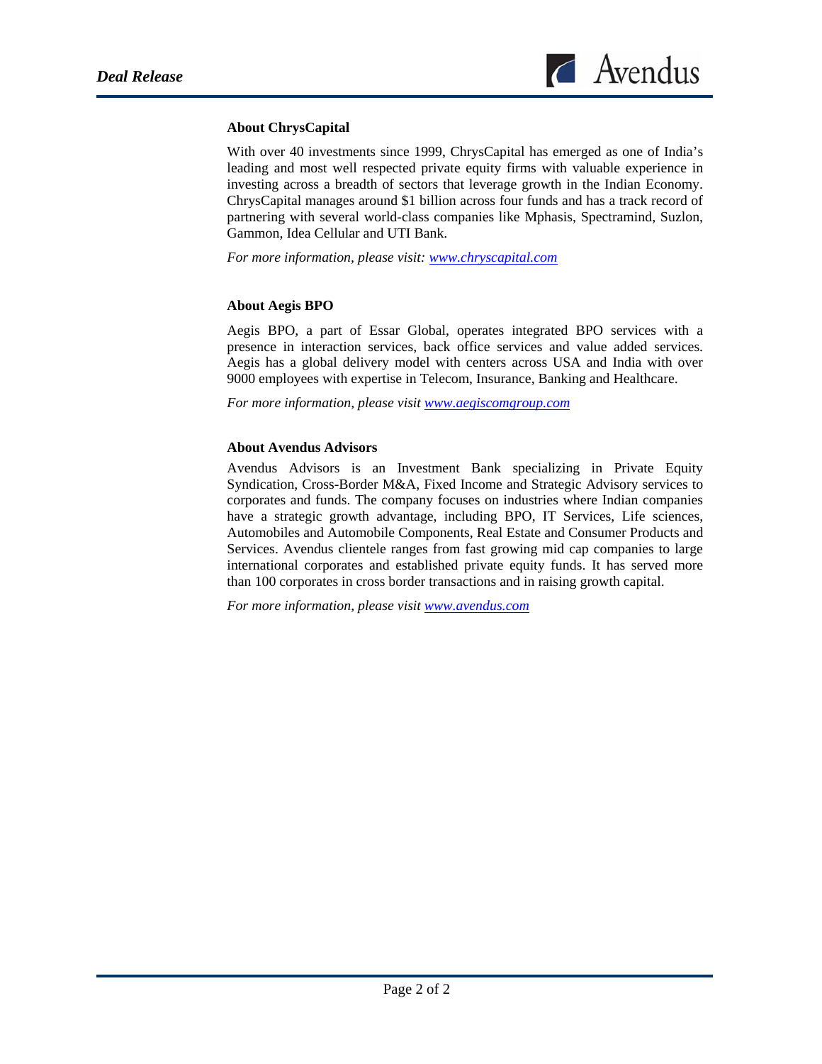**About ChrysCapital**

With over 40 investments since 1999, ChrysCapital has emerged as one of India's leading and most well respected private equity firms with valuable experience in investing across a breadth of sectors that leverage growth in the Indian Economy. ChrysCapital manages around $1 billion across four funds and has a track record of partnering with several world-class companies like Mphasis, Spectramind, Suzlon, Gammon, Idea Cellular and UTI Bank.

*For more information, please visit: [www.chryscapital.com](http://www.chryscapital.com)*

**About Aegis BPO**

Aegis BPO, a part of Essar Global, operates integrated BPO services with a presence in interaction services, back office services and value added services. Aegis has a global delivery model with centers across USA and India with over 9000 employees with expertise in Telecom, Insurance, Banking and Healthcare.

*For more information, please visit [www.aegiscomgroup.com](http://www.aegiscomgroup.com)*

**About Avendus Advisors**

Avendus Advisors is an Investment Bank specializing in Private Equity Syndication, Cross-Border M&A, Fixed Income and Strategic Advisory services to corporates and funds. The company focuses on industries where Indian companies have a strategic growth advantage, including BPO, IT Services, Life sciences, Automobiles and Automobile Components, Real Estate and Consumer Products and Services. Avendus clientele ranges from fast growing mid cap companies to large international corporates and established private equity funds. It has served more than 100 corporates in cross border transactions and in raising growth capital.

*For more information, please visit [www.avendus.com](http://www.avendus.com)*